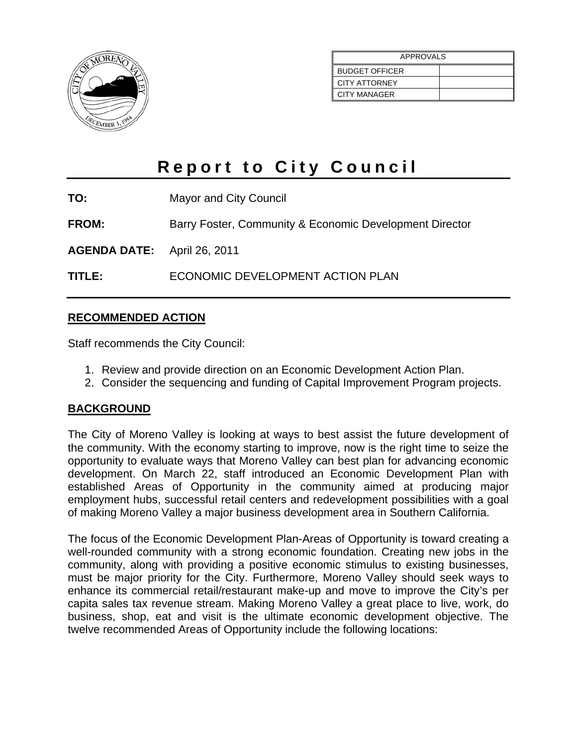| APPROVALS | |
|---|---|
| BUDGET OFFICER | |
| CITY ATTORNEY | |
| CITY MANAGER | |

# Report to City Council

**TO:** Mayor and City Council

**FROM:** Barry Foster, Community & Economic Development Director

**AGENDA DATE:** April 26, 2011

**TITLE:** ECONOMIC DEVELOPMENT ACTION PLAN

## RECOMMENDED ACTION

Staff recommends the City Council:

1. Review and provide direction on an Economic Development Action Plan.
2. Consider the sequencing and funding of Capital Improvement Program projects.

## BACKGROUND

The City of Moreno Valley is looking at ways to best assist the future development of the community. With the economy starting to improve, now is the right time to seize the opportunity to evaluate ways that Moreno Valley can best plan for advancing economic development. On March 22, staff introduced an Economic Development Plan with established Areas of Opportunity in the community aimed at producing major employment hubs, successful retail centers and redevelopment possibilities with a goal of making Moreno Valley a major business development area in Southern California.

The focus of the Economic Development Plan-Areas of Opportunity is toward creating a well-rounded community with a strong economic foundation. Creating new jobs in the community, along with providing a positive economic stimulus to existing businesses, must be major priority for the City. Furthermore, Moreno Valley should seek ways to enhance its commercial retail/restaurant make-up and move to improve the City's per capita sales tax revenue stream. Making Moreno Valley a great place to live, work, do business, shop, eat and visit is the ultimate economic development objective. The twelve recommended Areas of Opportunity include the following locations: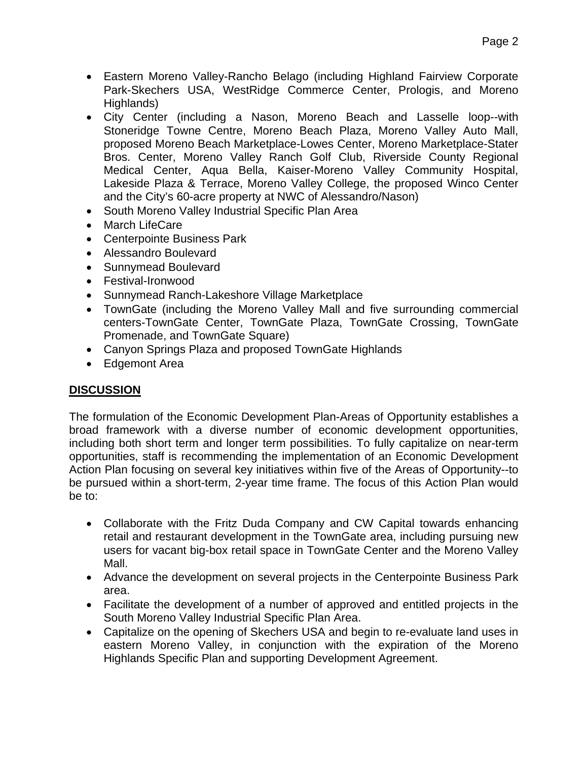- Eastern Moreno Valley-Rancho Belago (including Highland Fairview Corporate Park-Skechers USA, WestRidge Commerce Center, Prologis, and Moreno Highlands)
- City Center (including a Nason, Moreno Beach and Lasselle loop--with Stoneridge Towne Centre, Moreno Beach Plaza, Moreno Valley Auto Mall, proposed Moreno Beach Marketplace-Lowes Center, Moreno Marketplace-Stater Bros. Center, Moreno Valley Ranch Golf Club, Riverside County Regional Medical Center, Aqua Bella, Kaiser-Moreno Valley Community Hospital, Lakeside Plaza & Terrace, Moreno Valley College, the proposed Winco Center and the City's 60-acre property at NWC of Alessandro/Nason)
- South Moreno Valley Industrial Specific Plan Area
- March LifeCare
- Centerpointe Business Park
- Alessandro Boulevard
- Sunnymead Boulevard
- Festival-Ironwood
- Sunnymead Ranch-Lakeshore Village Marketplace
- TownGate (including the Moreno Valley Mall and five surrounding commercial centers-TownGate Center, TownGate Plaza, TownGate Crossing, TownGate Promenade, and TownGate Square)
- Canyon Springs Plaza and proposed TownGate Highlands
- Edgemont Area

## DISCUSSION

The formulation of the Economic Development Plan-Areas of Opportunity establishes a broad framework with a diverse number of economic development opportunities, including both short term and longer term possibilities. To fully capitalize on near-term opportunities, staff is recommending the implementation of an Economic Development Action Plan focusing on several key initiatives within five of the Areas of Opportunity--to be pursued within a short-term, 2-year time frame. The focus of this Action Plan would be to:

- Collaborate with the Fritz Duda Company and CW Capital towards enhancing retail and restaurant development in the TownGate area, including pursuing new users for vacant big-box retail space in TownGate Center and the Moreno Valley Mall.
- Advance the development on several projects in the Centerpointe Business Park area.
- Facilitate the development of a number of approved and entitled projects in the South Moreno Valley Industrial Specific Plan Area.
- Capitalize on the opening of Skechers USA and begin to re-evaluate land uses in eastern Moreno Valley, in conjunction with the expiration of the Moreno Highlands Specific Plan and supporting Development Agreement.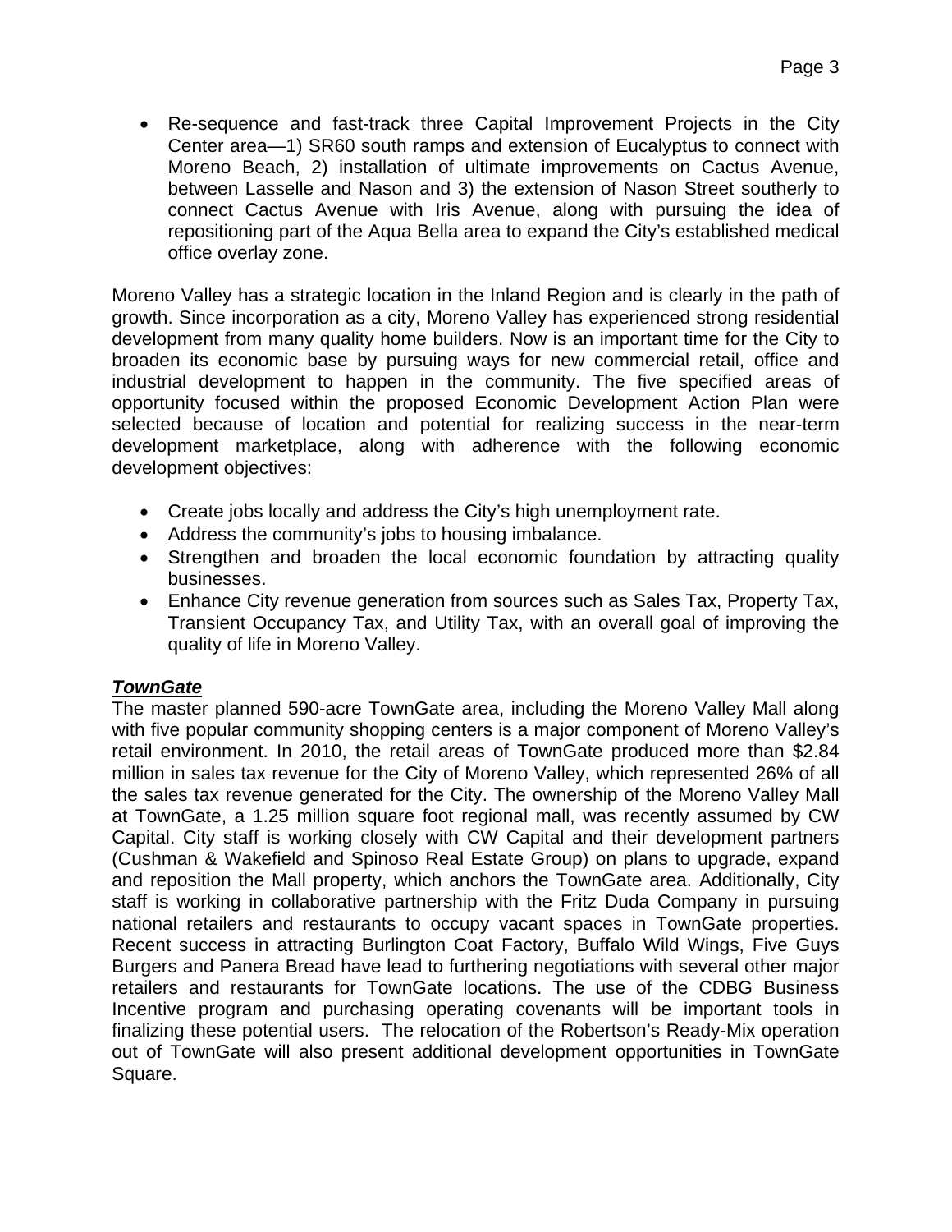- Re-sequence and fast-track three Capital Improvement Projects in the City Center area—1) SR60 south ramps and extension of Eucalyptus to connect with Moreno Beach, 2) installation of ultimate improvements on Cactus Avenue, between Lasselle and Nason and 3) the extension of Nason Street southerly to connect Cactus Avenue with Iris Avenue, along with pursuing the idea of repositioning part of the Aqua Bella area to expand the City's established medical office overlay zone.

Moreno Valley has a strategic location in the Inland Region and is clearly in the path of growth. Since incorporation as a city, Moreno Valley has experienced strong residential development from many quality home builders. Now is an important time for the City to broaden its economic base by pursuing ways for new commercial retail, office and industrial development to happen in the community. The five specified areas of opportunity focused within the proposed Economic Development Action Plan were selected because of location and potential for realizing success in the near-term development marketplace, along with adherence with the following economic development objectives:

- Create jobs locally and address the City's high unemployment rate.
- Address the community's jobs to housing imbalance.
- Strengthen and broaden the local economic foundation by attracting quality businesses.
- Enhance City revenue generation from sources such as Sales Tax, Property Tax, Transient Occupancy Tax, and Utility Tax, with an overall goal of improving the quality of life in Moreno Valley.

***TownGate***

The master planned 590-acre TownGate area, including the Moreno Valley Mall along with five popular community shopping centers is a major component of Moreno Valley's retail environment. In 2010, the retail areas of TownGate produced more than $2.84 million in sales tax revenue for the City of Moreno Valley, which represented 26% of all the sales tax revenue generated for the City. The ownership of the Moreno Valley Mall at TownGate, a 1.25 million square foot regional mall, was recently assumed by CW Capital. City staff is working closely with CW Capital and their development partners (Cushman & Wakefield and Spinoso Real Estate Group) on plans to upgrade, expand and reposition the Mall property, which anchors the TownGate area. Additionally, City staff is working in collaborative partnership with the Fritz Duda Company in pursuing national retailers and restaurants to occupy vacant spaces in TownGate properties. Recent success in attracting Burlington Coat Factory, Buffalo Wild Wings, Five Guys Burgers and Panera Bread have lead to furthering negotiations with several other major retailers and restaurants for TownGate locations. The use of the CDBG Business Incentive program and purchasing operating covenants will be important tools in finalizing these potential users. The relocation of the Robertson's Ready-Mix operation out of TownGate will also present additional development opportunities in TownGate Square.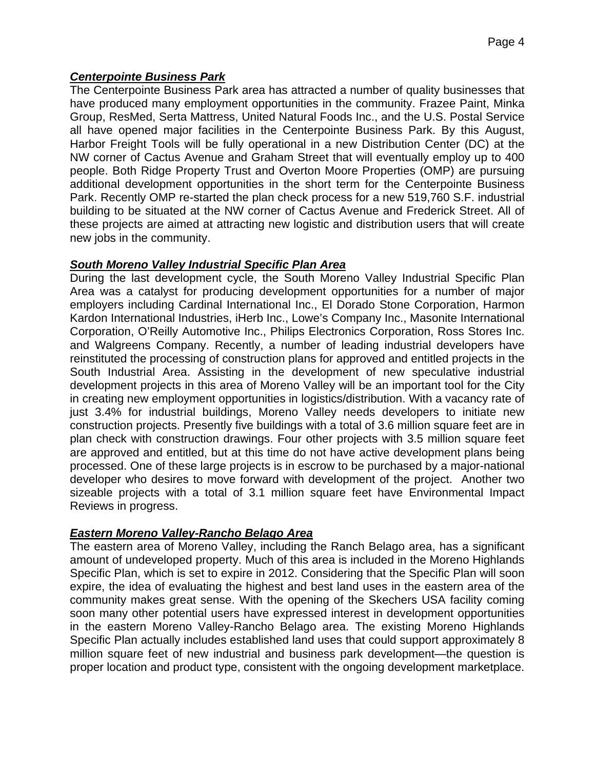***Centerpointe Business Park***

The Centerpointe Business Park area has attracted a number of quality businesses that have produced many employment opportunities in the community. Frazee Paint, Minka Group, ResMed, Serta Mattress, United Natural Foods Inc., and the U.S. Postal Service all have opened major facilities in the Centerpointe Business Park. By this August, Harbor Freight Tools will be fully operational in a new Distribution Center (DC) at the NW corner of Cactus Avenue and Graham Street that will eventually employ up to 400 people. Both Ridge Property Trust and Overton Moore Properties (OMP) are pursuing additional development opportunities in the short term for the Centerpointe Business Park. Recently OMP re-started the plan check process for a new 519,760 S.F. industrial building to be situated at the NW corner of Cactus Avenue and Frederick Street. All of these projects are aimed at attracting new logistic and distribution users that will create new jobs in the community.

***South Moreno Valley Industrial Specific Plan Area***

During the last development cycle, the South Moreno Valley Industrial Specific Plan Area was a catalyst for producing development opportunities for a number of major employers including Cardinal International Inc., El Dorado Stone Corporation, Harmon Kardon International Industries, iHerb Inc., Lowe's Company Inc., Masonite International Corporation, O'Reilly Automotive Inc., Philips Electronics Corporation, Ross Stores Inc. and Walgreens Company. Recently, a number of leading industrial developers have reinstituted the processing of construction plans for approved and entitled projects in the South Industrial Area. Assisting in the development of new speculative industrial development projects in this area of Moreno Valley will be an important tool for the City in creating new employment opportunities in logistics/distribution. With a vacancy rate of just 3.4% for industrial buildings, Moreno Valley needs developers to initiate new construction projects. Presently five buildings with a total of 3.6 million square feet are in plan check with construction drawings. Four other projects with 3.5 million square feet are approved and entitled, but at this time do not have active development plans being processed. One of these large projects is in escrow to be purchased by a major-national developer who desires to move forward with development of the project. Another two sizeable projects with a total of 3.1 million square feet have Environmental Impact Reviews in progress.

***Eastern Moreno Valley-Rancho Belago Area***

The eastern area of Moreno Valley, including the Ranch Belago area, has a significant amount of undeveloped property. Much of this area is included in the Moreno Highlands Specific Plan, which is set to expire in 2012. Considering that the Specific Plan will soon expire, the idea of evaluating the highest and best land uses in the eastern area of the community makes great sense. With the opening of the Skechers USA facility coming soon many other potential users have expressed interest in development opportunities in the eastern Moreno Valley-Rancho Belago area. The existing Moreno Highlands Specific Plan actually includes established land uses that could support approximately 8 million square feet of new industrial and business park development—the question is proper location and product type, consistent with the ongoing development marketplace.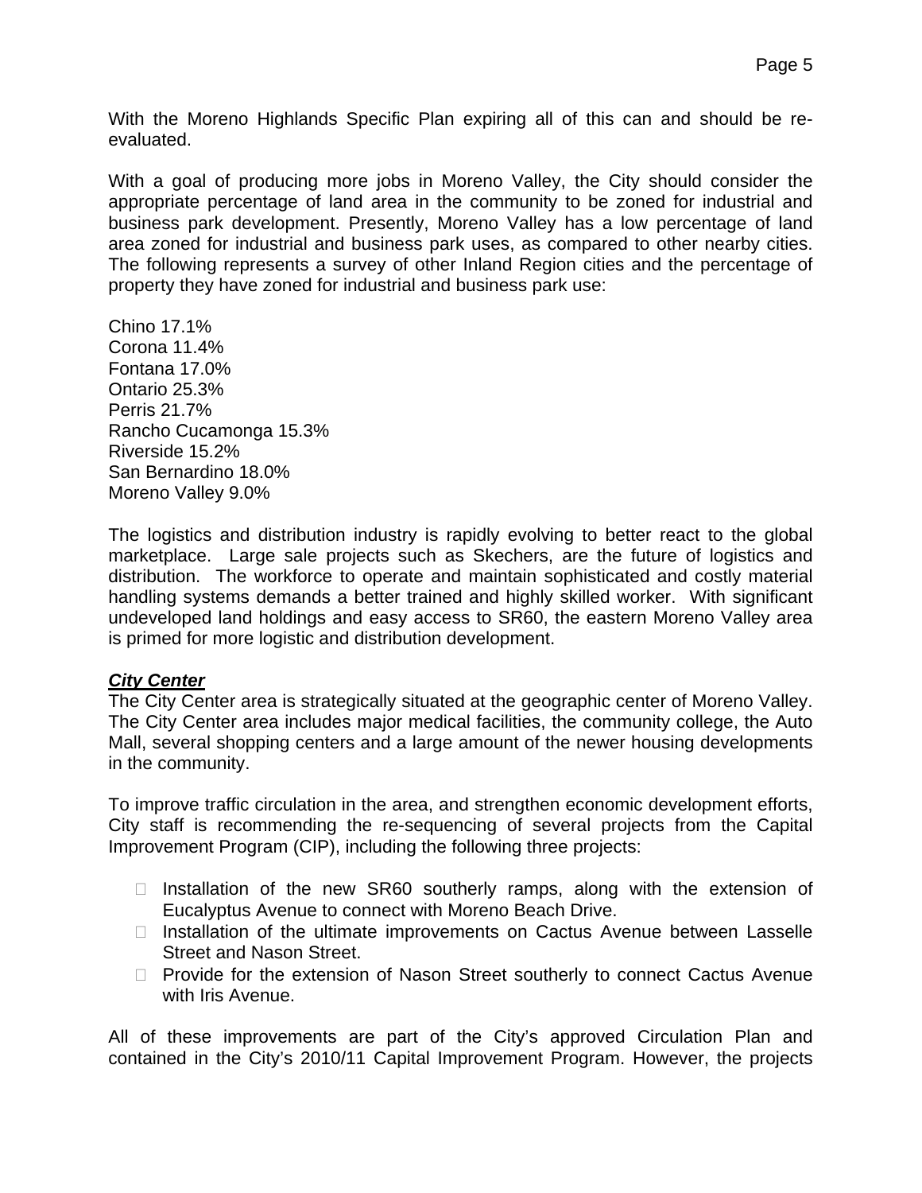With the Moreno Highlands Specific Plan expiring all of this can and should be re-evaluated.

With a goal of producing more jobs in Moreno Valley, the City should consider the appropriate percentage of land area in the community to be zoned for industrial and business park development. Presently, Moreno Valley has a low percentage of land area zoned for industrial and business park uses, as compared to other nearby cities. The following represents a survey of other Inland Region cities and the percentage of property they have zoned for industrial and business park use:

Chino 17.1%
Corona 11.4%
Fontana 17.0%
Ontario 25.3%
Perris 21.7%
Rancho Cucamonga 15.3%
Riverside 15.2%
San Bernardino 18.0%
Moreno Valley 9.0%

The logistics and distribution industry is rapidly evolving to better react to the global marketplace. Large sale projects such as Skechers, are the future of logistics and distribution. The workforce to operate and maintain sophisticated and costly material handling systems demands a better trained and highly skilled worker. With significant undeveloped land holdings and easy access to SR60, the eastern Moreno Valley area is primed for more logistic and distribution development.

***City Center***

The City Center area is strategically situated at the geographic center of Moreno Valley. The City Center area includes major medical facilities, the community college, the Auto Mall, several shopping centers and a large amount of the newer housing developments in the community.

To improve traffic circulation in the area, and strengthen economic development efforts, City staff is recommending the re-sequencing of several projects from the Capital Improvement Program (CIP), including the following three projects:

- Installation of the new SR60 southerly ramps, along with the extension of Eucalyptus Avenue to connect with Moreno Beach Drive.
- Installation of the ultimate improvements on Cactus Avenue between Lasselle Street and Nason Street.
- Provide for the extension of Nason Street southerly to connect Cactus Avenue with Iris Avenue.

All of these improvements are part of the City's approved Circulation Plan and contained in the City's 2010/11 Capital Improvement Program. However, the projects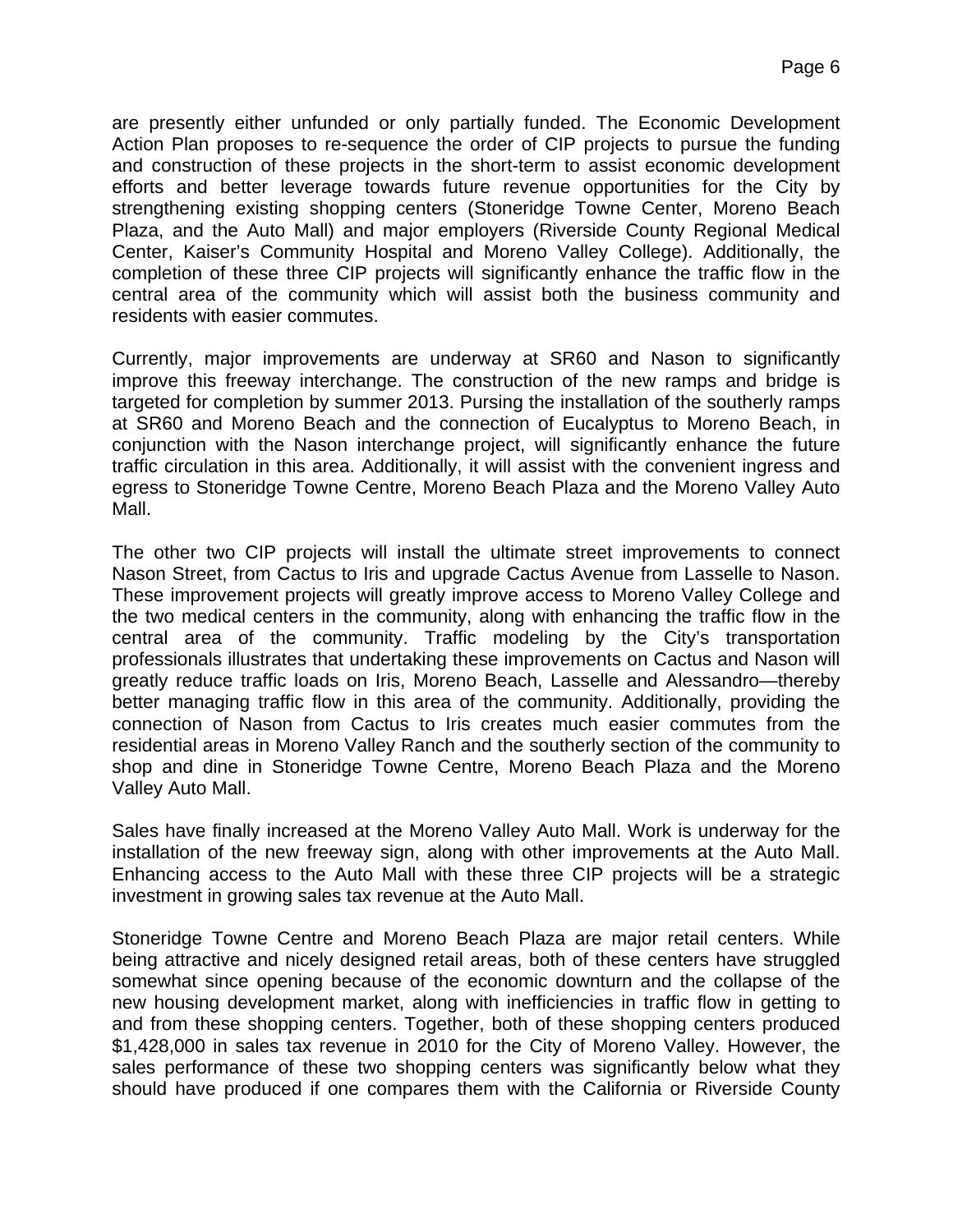are presently either unfunded or only partially funded. The Economic Development Action Plan proposes to re-sequence the order of CIP projects to pursue the funding and construction of these projects in the short-term to assist economic development efforts and better leverage towards future revenue opportunities for the City by strengthening existing shopping centers (Stoneridge Towne Center, Moreno Beach Plaza, and the Auto Mall) and major employers (Riverside County Regional Medical Center, Kaiser's Community Hospital and Moreno Valley College). Additionally, the completion of these three CIP projects will significantly enhance the traffic flow in the central area of the community which will assist both the business community and residents with easier commutes.

Currently, major improvements are underway at SR60 and Nason to significantly improve this freeway interchange. The construction of the new ramps and bridge is targeted for completion by summer 2013. Pursing the installation of the southerly ramps at SR60 and Moreno Beach and the connection of Eucalyptus to Moreno Beach, in conjunction with the Nason interchange project, will significantly enhance the future traffic circulation in this area. Additionally, it will assist with the convenient ingress and egress to Stoneridge Towne Centre, Moreno Beach Plaza and the Moreno Valley Auto Mall.

The other two CIP projects will install the ultimate street improvements to connect Nason Street, from Cactus to Iris and upgrade Cactus Avenue from Lasselle to Nason. These improvement projects will greatly improve access to Moreno Valley College and the two medical centers in the community, along with enhancing the traffic flow in the central area of the community. Traffic modeling by the City's transportation professionals illustrates that undertaking these improvements on Cactus and Nason will greatly reduce traffic loads on Iris, Moreno Beach, Lasselle and Alessandro—thereby better managing traffic flow in this area of the community. Additionally, providing the connection of Nason from Cactus to Iris creates much easier commutes from the residential areas in Moreno Valley Ranch and the southerly section of the community to shop and dine in Stoneridge Towne Centre, Moreno Beach Plaza and the Moreno Valley Auto Mall.

Sales have finally increased at the Moreno Valley Auto Mall. Work is underway for the installation of the new freeway sign, along with other improvements at the Auto Mall. Enhancing access to the Auto Mall with these three CIP projects will be a strategic investment in growing sales tax revenue at the Auto Mall.

Stoneridge Towne Centre and Moreno Beach Plaza are major retail centers. While being attractive and nicely designed retail areas, both of these centers have struggled somewhat since opening because of the economic downturn and the collapse of the new housing development market, along with inefficiencies in traffic flow in getting to and from these shopping centers. Together, both of these shopping centers produced $1,428,000 in sales tax revenue in 2010 for the City of Moreno Valley. However, the sales performance of these two shopping centers was significantly below what they should have produced if one compares them with the California or Riverside County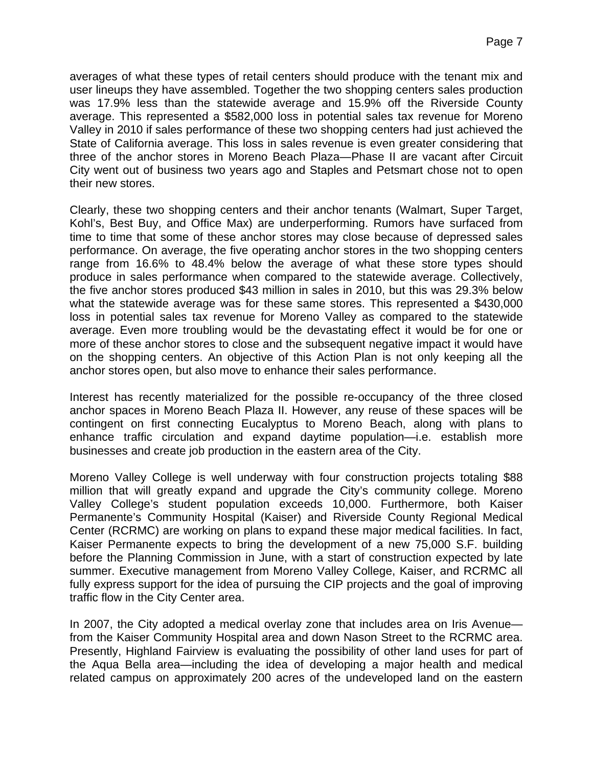averages of what these types of retail centers should produce with the tenant mix and user lineups they have assembled. Together the two shopping centers sales production was 17.9% less than the statewide average and 15.9% off the Riverside County average. This represented a $582,000 loss in potential sales tax revenue for Moreno Valley in 2010 if sales performance of these two shopping centers had just achieved the State of California average. This loss in sales revenue is even greater considering that three of the anchor stores in Moreno Beach Plaza—Phase II are vacant after Circuit City went out of business two years ago and Staples and Petsmart chose not to open their new stores.

Clearly, these two shopping centers and their anchor tenants (Walmart, Super Target, Kohl's, Best Buy, and Office Max) are underperforming. Rumors have surfaced from time to time that some of these anchor stores may close because of depressed sales performance. On average, the five operating anchor stores in the two shopping centers range from 16.6% to 48.4% below the average of what these store types should produce in sales performance when compared to the statewide average. Collectively, the five anchor stores produced $43 million in sales in 2010, but this was 29.3% below what the statewide average was for these same stores. This represented a $430,000 loss in potential sales tax revenue for Moreno Valley as compared to the statewide average. Even more troubling would be the devastating effect it would be for one or more of these anchor stores to close and the subsequent negative impact it would have on the shopping centers. An objective of this Action Plan is not only keeping all the anchor stores open, but also move to enhance their sales performance.

Interest has recently materialized for the possible re-occupancy of the three closed anchor spaces in Moreno Beach Plaza II. However, any reuse of these spaces will be contingent on first connecting Eucalyptus to Moreno Beach, along with plans to enhance traffic circulation and expand daytime population—i.e. establish more businesses and create job production in the eastern area of the City.

Moreno Valley College is well underway with four construction projects totaling $88 million that will greatly expand and upgrade the City's community college. Moreno Valley College's student population exceeds 10,000. Furthermore, both Kaiser Permanente's Community Hospital (Kaiser) and Riverside County Regional Medical Center (RCRMC) are working on plans to expand these major medical facilities. In fact, Kaiser Permanente expects to bring the development of a new 75,000 S.F. building before the Planning Commission in June, with a start of construction expected by late summer. Executive management from Moreno Valley College, Kaiser, and RCRMC all fully express support for the idea of pursuing the CIP projects and the goal of improving traffic flow in the City Center area.

In 2007, the City adopted a medical overlay zone that includes area on Iris Avenue—from the Kaiser Community Hospital area and down Nason Street to the RCRMC area. Presently, Highland Fairview is evaluating the possibility of other land uses for part of the Aqua Bella area—including the idea of developing a major health and medical related campus on approximately 200 acres of the undeveloped land on the eastern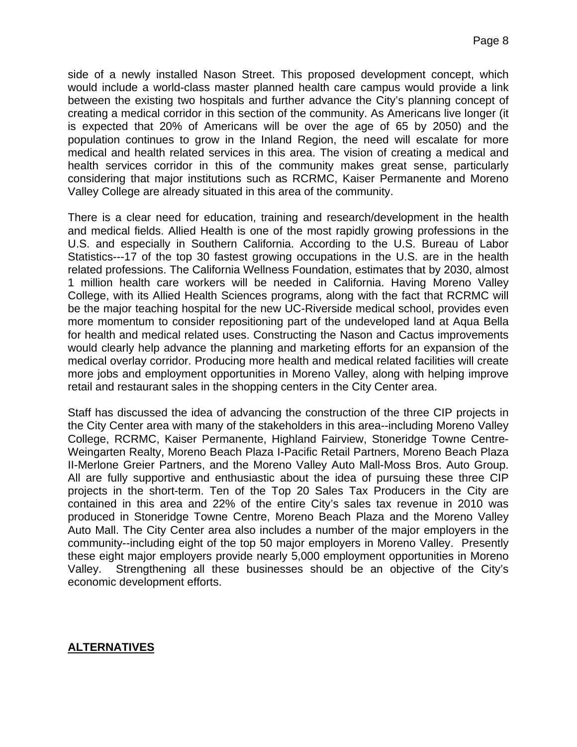side of a newly installed Nason Street. This proposed development concept, which would include a world-class master planned health care campus would provide a link between the existing two hospitals and further advance the City's planning concept of creating a medical corridor in this section of the community. As Americans live longer (it is expected that 20% of Americans will be over the age of 65 by 2050) and the population continues to grow in the Inland Region, the need will escalate for more medical and health related services in this area. The vision of creating a medical and health services corridor in this of the community makes great sense, particularly considering that major institutions such as RCRMC, Kaiser Permanente and Moreno Valley College are already situated in this area of the community.

There is a clear need for education, training and research/development in the health and medical fields. Allied Health is one of the most rapidly growing professions in the U.S. and especially in Southern California. According to the U.S. Bureau of Labor Statistics---17 of the top 30 fastest growing occupations in the U.S. are in the health related professions. The California Wellness Foundation, estimates that by 2030, almost 1 million health care workers will be needed in California. Having Moreno Valley College, with its Allied Health Sciences programs, along with the fact that RCRMC will be the major teaching hospital for the new UC-Riverside medical school, provides even more momentum to consider repositioning part of the undeveloped land at Aqua Bella for health and medical related uses. Constructing the Nason and Cactus improvements would clearly help advance the planning and marketing efforts for an expansion of the medical overlay corridor. Producing more health and medical related facilities will create more jobs and employment opportunities in Moreno Valley, along with helping improve retail and restaurant sales in the shopping centers in the City Center area.

Staff has discussed the idea of advancing the construction of the three CIP projects in the City Center area with many of the stakeholders in this area--including Moreno Valley College, RCRMC, Kaiser Permanente, Highland Fairview, Stoneridge Towne Centre-Weingarten Realty, Moreno Beach Plaza I-Pacific Retail Partners, Moreno Beach Plaza II-Merlone Greier Partners, and the Moreno Valley Auto Mall-Moss Bros. Auto Group. All are fully supportive and enthusiastic about the idea of pursuing these three CIP projects in the short-term. Ten of the Top 20 Sales Tax Producers in the City are contained in this area and 22% of the entire City's sales tax revenue in 2010 was produced in Stoneridge Towne Centre, Moreno Beach Plaza and the Moreno Valley Auto Mall. The City Center area also includes a number of the major employers in the community--including eight of the top 50 major employers in Moreno Valley. Presently these eight major employers provide nearly 5,000 employment opportunities in Moreno Valley. Strengthening all these businesses should be an objective of the City's economic development efforts.

## ALTERNATIVES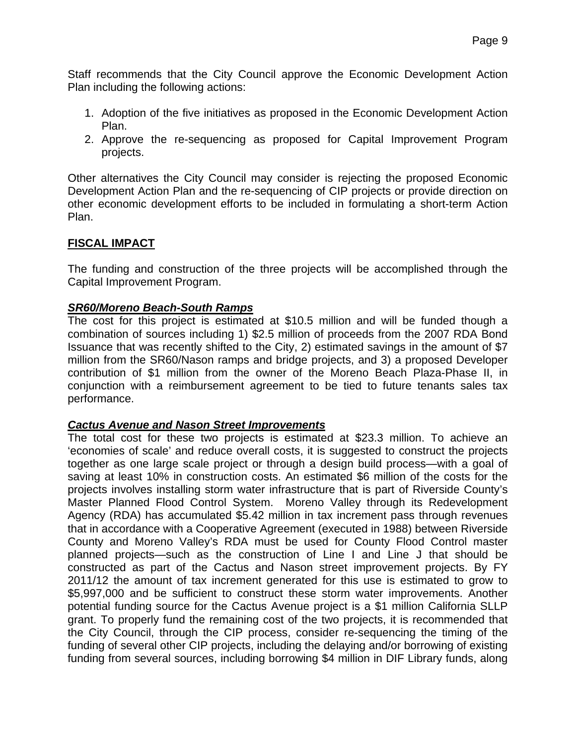Staff recommends that the City Council approve the Economic Development Action Plan including the following actions:

1. Adoption of the five initiatives as proposed in the Economic Development Action Plan.
2. Approve the re-sequencing as proposed for Capital Improvement Program projects.

Other alternatives the City Council may consider is rejecting the proposed Economic Development Action Plan and the re-sequencing of CIP projects or provide direction on other economic development efforts to be included in formulating a short-term Action Plan.

## FISCAL IMPACT

The funding and construction of the three projects will be accomplished through the Capital Improvement Program.

### *SR60/Moreno Beach-South Ramps*

The cost for this project is estimated at $10.5 million and will be funded though a combination of sources including 1) $2.5 million of proceeds from the 2007 RDA Bond Issuance that was recently shifted to the City, 2) estimated savings in the amount of $7 million from the SR60/Nason ramps and bridge projects, and 3) a proposed Developer contribution of $1 million from the owner of the Moreno Beach Plaza-Phase II, in conjunction with a reimbursement agreement to be tied to future tenants sales tax performance.

### *Cactus Avenue and Nason Street Improvements*

The total cost for these two projects is estimated at $23.3 million. To achieve an 'economies of scale' and reduce overall costs, it is suggested to construct the projects together as one large scale project or through a design build process—with a goal of saving at least 10% in construction costs. An estimated $6 million of the costs for the projects involves installing storm water infrastructure that is part of Riverside County's Master Planned Flood Control System. Moreno Valley through its Redevelopment Agency (RDA) has accumulated $5.42 million in tax increment pass through revenues that in accordance with a Cooperative Agreement (executed in 1988) between Riverside County and Moreno Valley's RDA must be used for County Flood Control master planned projects—such as the construction of Line I and Line J that should be constructed as part of the Cactus and Nason street improvement projects. By FY 2011/12 the amount of tax increment generated for this use is estimated to grow to $5,997,000 and be sufficient to construct these storm water improvements. Another potential funding source for the Cactus Avenue project is a $1 million California SLLP grant. To properly fund the remaining cost of the two projects, it is recommended that the City Council, through the CIP process, consider re-sequencing the timing of the funding of several other CIP projects, including the delaying and/or borrowing of existing funding from several sources, including borrowing $4 million in DIF Library funds, along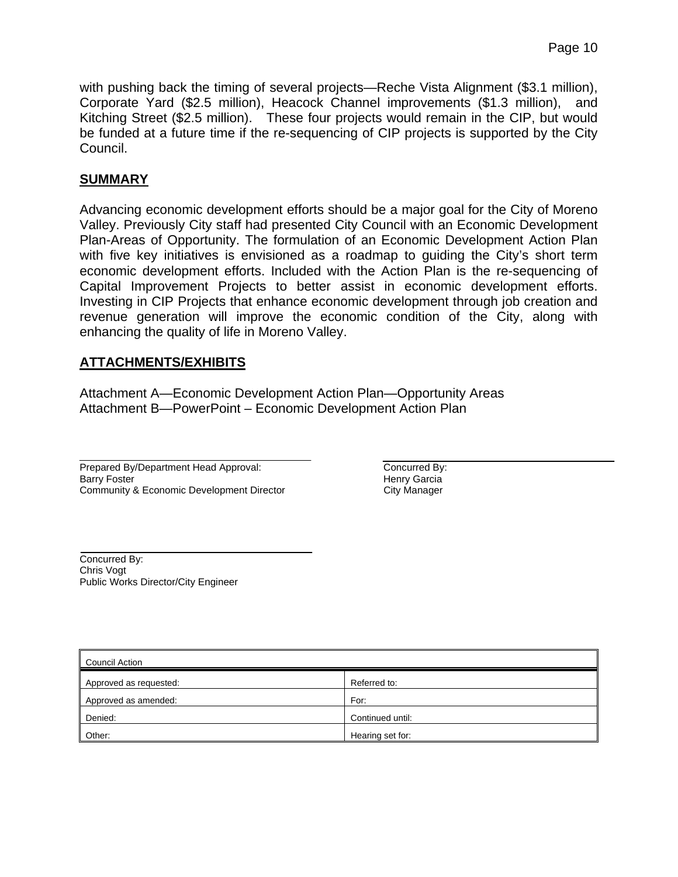with pushing back the timing of several projects—Reche Vista Alignment ($3.1 million), Corporate Yard ($2.5 million), Heacock Channel improvements ($1.3 million), and Kitching Street ($2.5 million). These four projects would remain in the CIP, but would be funded at a future time if the re-sequencing of CIP projects is supported by the City Council.

## SUMMARY

Advancing economic development efforts should be a major goal for the City of Moreno Valley. Previously City staff had presented City Council with an Economic Development Plan-Areas of Opportunity. The formulation of an Economic Development Action Plan with five key initiatives is envisioned as a roadmap to guiding the City's short term economic development efforts. Included with the Action Plan is the re-sequencing of Capital Improvement Projects to better assist in economic development efforts. Investing in CIP Projects that enhance economic development through job creation and revenue generation will improve the economic condition of the City, along with enhancing the quality of life in Moreno Valley.

## ATTACHMENTS/EXHIBITS

Attachment A—Economic Development Action Plan—Opportunity Areas
Attachment B—PowerPoint – Economic Development Action Plan

Prepared By/Department Head Approval:
Barry Foster
Community & Economic Development Director

Concurred By:
Henry Garcia
City Manager

Concurred By:
Chris Vogt
Public Works Director/City Engineer

| Council Action | |
|---|---|
| Approved as requested: | Referred to: |
| Approved as amended: | For: |
| Denied: | Continued until: |
| Other: | Hearing set for: |